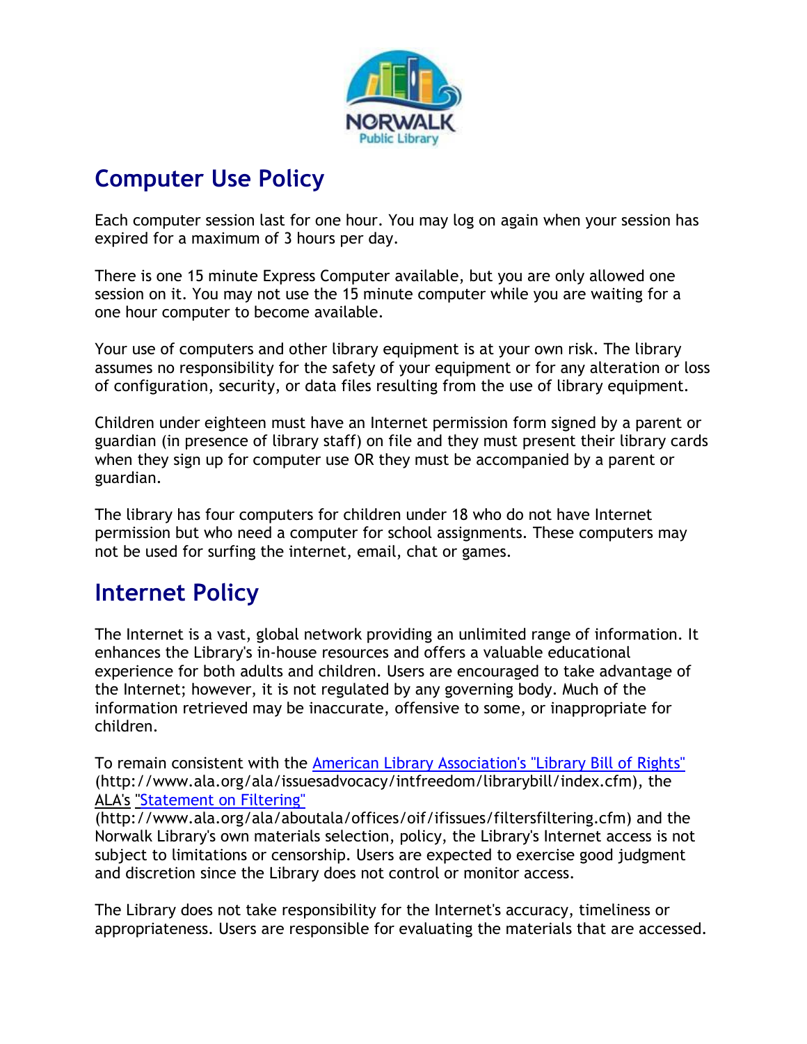## Computer Use Policy

Each computer session last for one hour. You may log on again when your session has expired for a maximum of 3 hours per day.

There is one 15 minute Express Computer available, but you are only allowed one session on it. You may not use the 15 minute computer while you are waiting for a one hour computer to become available.

Your use of computers and other library equipment is at your own risk. The library assumes no responsibility for the safety of your equipment or for any alteration or loss of configuration, security, or data files resulting from the use of library equipment.

Children under eighteen must have an Internet permission form signed by a parent or guardian (in presence of library staff) on file and they must present their library cards when they sign up for computer use OR they must be accompanied by a parent or guardian.

The library has four computers for children under 18 who do not have Internet permission but who need a computer for school assignments. These computers may not be used for surfing the internet, email, chat or games.

## Internet Policy

The Internet is a vast, global network providing an unlimited range of information. It enhances the Library's in-house resources and offers a valuable educational experience for both adults and children. Users are encouraged to take advantage of the Internet; however, it is not regulated by any governing body. Much of the information retrieved may be inaccurate, offensive to some, or inappropriate for children.

To remain consistent with the [American Library Association's "Library Bill of Rights"](http://www.ala.org/ala/issuesadvocacy/intfreedom/librarybill/index.cfm) (http://www.ala.org/ala/issuesadvocacy/intfreedom/librarybill/index.cfm), the ALA's ["Statement on Filtering"](http://www.ala.org/ala/aboutala/offices/oif/ifissues/filtersfiltering.cfm) (http://www.ala.org/ala/aboutala/offices/oif/ifissues/filtersfiltering.cfm) and the Norwalk Library's own materials selection, policy, the Library's Internet access is not subject to limitations or censorship. Users are expected to exercise good judgment and discretion since the Library does not control or monitor access.

The Library does not take responsibility for the Internet's accuracy, timeliness or appropriateness. Users are responsible for evaluating the materials that are accessed.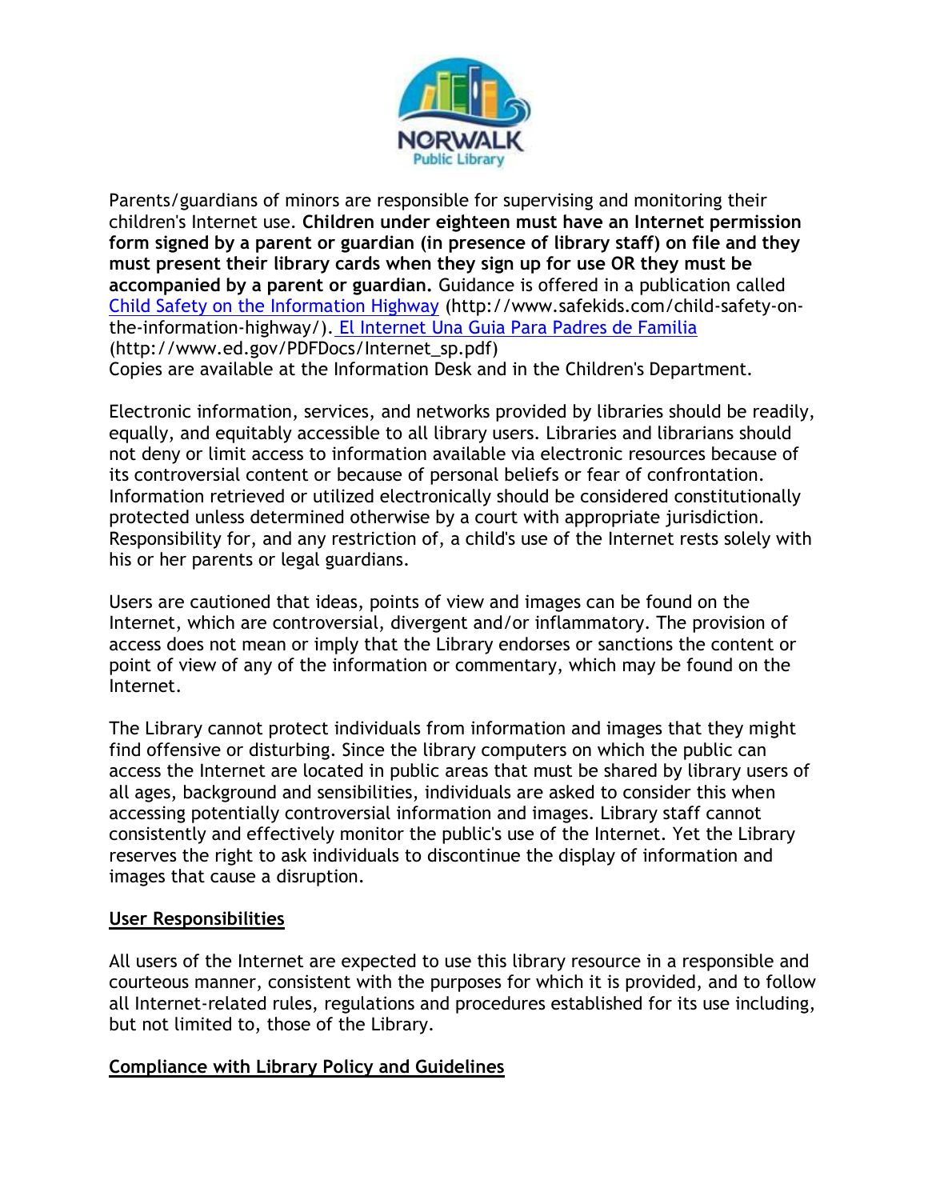Parents/guardians of minors are responsible for supervising and monitoring their children's Internet use. **Children under eighteen must have an Internet permission form signed by a parent or guardian (in presence of library staff) on file and they must present their library cards when they sign up for use OR they must be accompanied by a parent or guardian.** Guidance is offered in a publication called [Child Safety on the Information Highway](http://www.safekids.com/child-safety-on-the-information-highway/) (http://www.safekids.com/child-safety-on-the-information-highway/). [El Internet Una Guia Para Padres de Familia](http://www.ed.gov/PDFDocs/Internet_sp.pdf) (http://www.ed.gov/PDFDocs/Internet_sp.pdf)
Copies are available at the Information Desk and in the Children's Department.

Electronic information, services, and networks provided by libraries should be readily, equally, and equitably accessible to all library users. Libraries and librarians should not deny or limit access to information available via electronic resources because of its controversial content or because of personal beliefs or fear of confrontation. Information retrieved or utilized electronically should be considered constitutionally protected unless determined otherwise by a court with appropriate jurisdiction. Responsibility for, and any restriction of, a child's use of the Internet rests solely with his or her parents or legal guardians.

Users are cautioned that ideas, points of view and images can be found on the Internet, which are controversial, divergent and/or inflammatory. The provision of access does not mean or imply that the Library endorses or sanctions the content or point of view of any of the information or commentary, which may be found on the Internet.

The Library cannot protect individuals from information and images that they might find offensive or disturbing. Since the library computers on which the public can access the Internet are located in public areas that must be shared by library users of all ages, background and sensibilities, individuals are asked to consider this when accessing potentially controversial information and images. Library staff cannot consistently and effectively monitor the public's use of the Internet. Yet the Library reserves the right to ask individuals to discontinue the display of information and images that cause a disruption.

## User Responsibilities

All users of the Internet are expected to use this library resource in a responsible and courteous manner, consistent with the purposes for which it is provided, and to follow all Internet-related rules, regulations and procedures established for its use including, but not limited to, those of the Library.

## Compliance with Library Policy and Guidelines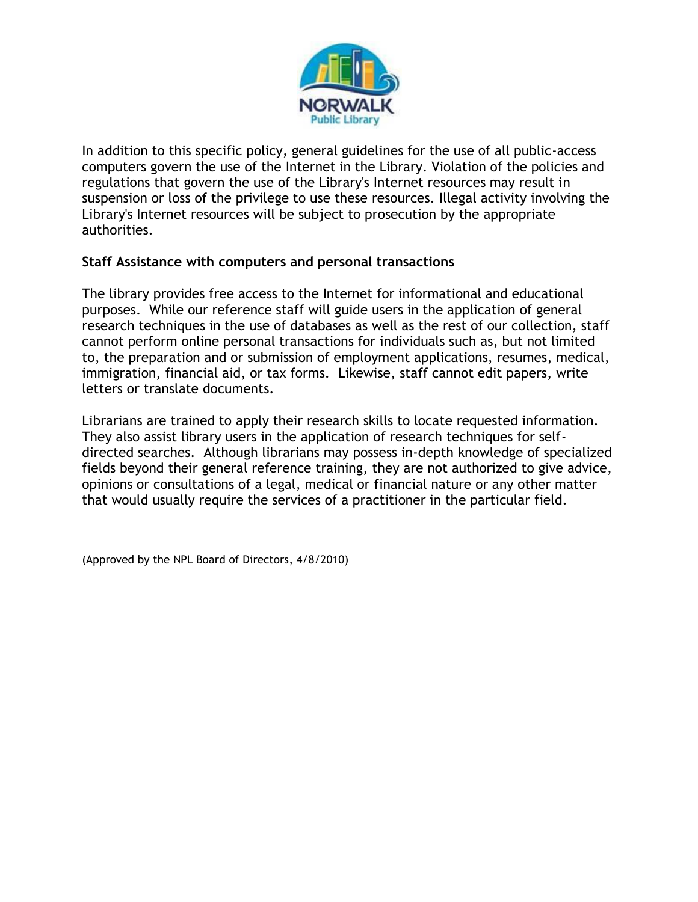In addition to this specific policy, general guidelines for the use of all public-access computers govern the use of the Internet in the Library. Violation of the policies and regulations that govern the use of the Library's Internet resources may result in suspension or loss of the privilege to use these resources. Illegal activity involving the Library's Internet resources will be subject to prosecution by the appropriate authorities.

**Staff Assistance with computers and personal transactions**

The library provides free access to the Internet for informational and educational purposes. While our reference staff will guide users in the application of general research techniques in the use of databases as well as the rest of our collection, staff cannot perform online personal transactions for individuals such as, but not limited to, the preparation and or submission of employment applications, resumes, medical, immigration, financial aid, or tax forms. Likewise, staff cannot edit papers, write letters or translate documents.

Librarians are trained to apply their research skills to locate requested information. They also assist library users in the application of research techniques for self-directed searches. Although librarians may possess in-depth knowledge of specialized fields beyond their general reference training, they are not authorized to give advice, opinions or consultations of a legal, medical or financial nature or any other matter that would usually require the services of a practitioner in the particular field.

(Approved by the NPL Board of Directors, 4/8/2010)